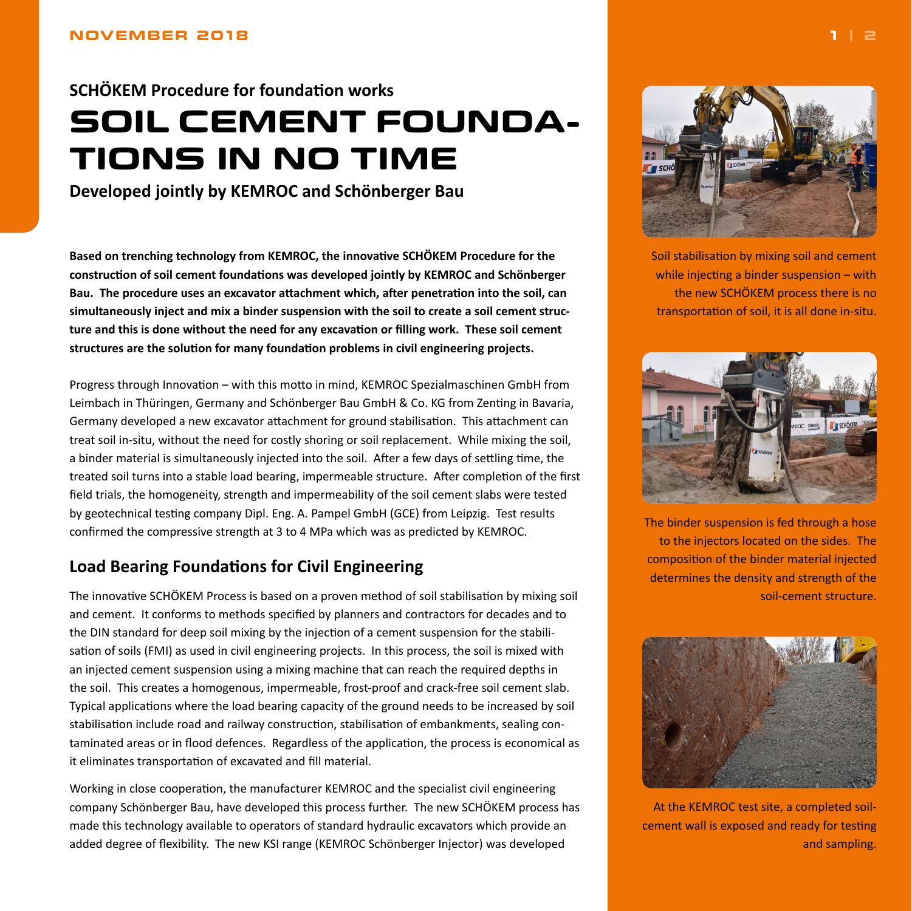SCHÖKEM Procedure for foundation works

# SOIL CEMENT FOUNDATIONS IN NO TIME

**Developed jointly by KEMROC and Schönberger Bau**

**Based on trenching technology from KEMROC, the innovative SCHÖKEM Procedure for the construction of soil cement foundations was developed jointly by KEMROC and Schönberger Bau. The procedure uses an excavator attachment which, after penetration into the soil, can simultaneously inject and mix a binder suspension with the soil to create a soil cement structure and this is done without the need for any excavation or filling work. These soil cement structures are the solution for many foundation problems in civil engineering projects.**

Progress through Innovation – with this motto in mind, KEMROC Spezialmaschinen GmbH from Leimbach in Thüringen, Germany and Schönberger Bau GmbH & Co. KG from Zenting in Bavaria, Germany developed a new excavator attachment for ground stabilisation. This attachment can treat soil in-situ, without the need for costly shoring or soil replacement. While mixing the soil, a binder material is simultaneously injected into the soil. After a few days of settling time, the treated soil turns into a stable load bearing, impermeable structure. After completion of the first field trials, the homogeneity, strength and impermeability of the soil cement slabs were tested by geotechnical testing company Dipl. Eng. A. Pampel GmbH (GCE) from Leipzig. Test results confirmed the compressive strength at 3 to 4 MPa which was as predicted by KEMROC.

## Load Bearing Foundations for Civil Engineering

The innovative SCHÖKEM Process is based on a proven method of soil stabilisation by mixing soil and cement. It conforms to methods specified by planners and contractors for decades and to the DIN standard for deep soil mixing by the injection of a cement suspension for the stabilisation of soils (FMI) as used in civil engineering projects. In this process, the soil is mixed with an injected cement suspension using a mixing machine that can reach the required depths in the soil. This creates a homogenous, impermeable, frost-proof and crack-free soil cement slab. Typical applications where the load bearing capacity of the ground needs to be increased by soil stabilisation include road and railway construction, stabilisation of embankments, sealing contaminated areas or in flood defences. Regardless of the application, the process is economical as it eliminates transportation of excavated and fill material.

Working in close cooperation, the manufacturer KEMROC and the specialist civil engineering company Schönberger Bau, have developed this process further. The new SCHÖKEM process has made this technology available to operators of standard hydraulic excavators which provide an added degree of flexibility. The new KSI range (KEMROC Schönberger Injector) was developed

Soil stabilisation by mixing soil and cement while injecting a binder suspension – with the new SCHÖKEM process there is no transportation of soil, it is all done in-situ.

The binder suspension is fed through a hose to the injectors located on the sides. The composition of the binder material injected determines the density and strength of the soil-cement structure.

At the KEMROC test site, a completed soil-cement wall is exposed and ready for testing and sampling.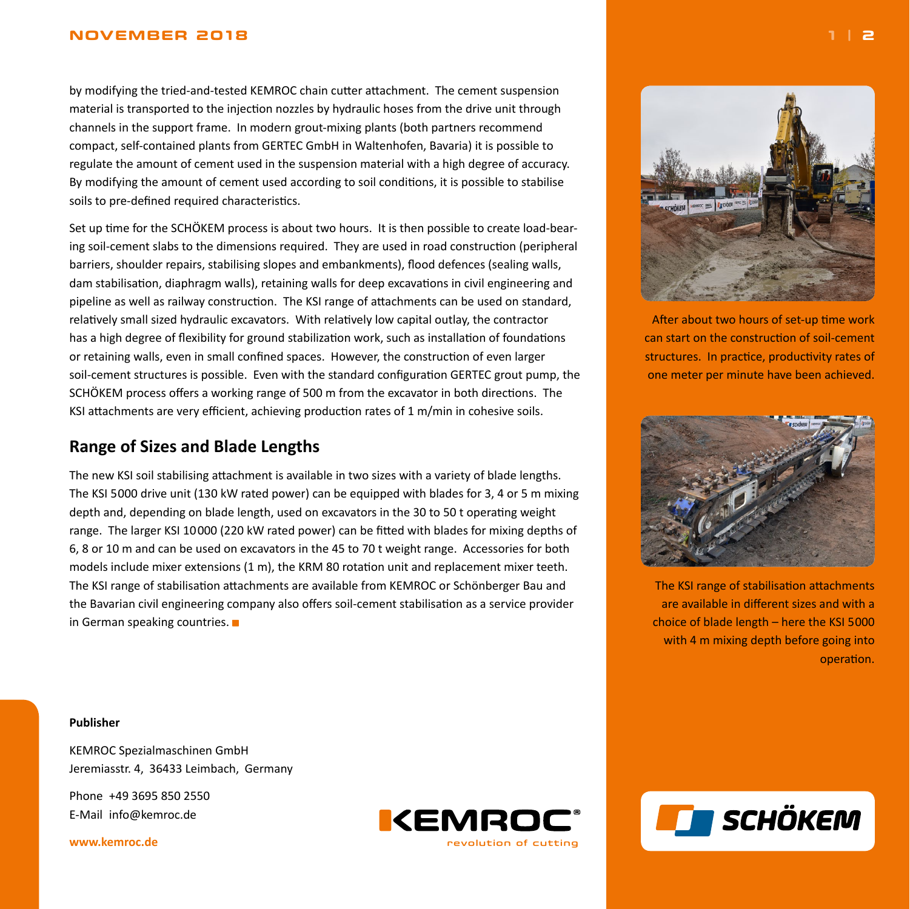by modifying the tried-and-tested KEMROC chain cutter attachment. The cement suspension material is transported to the injection nozzles by hydraulic hoses from the drive unit through channels in the support frame. In modern grout-mixing plants (both partners recommend compact, self-contained plants from GERTEC GmbH in Waltenhofen, Bavaria) it is possible to regulate the amount of cement used in the suspension material with a high degree of accuracy. By modifying the amount of cement used according to soil conditions, it is possible to stabilise soils to pre-defined required characteristics.

Set up time for the SCHÖKEM process is about two hours. It is then possible to create load-bearing soil-cement slabs to the dimensions required. They are used in road construction (peripheral barriers, shoulder repairs, stabilising slopes and embankments), flood defences (sealing walls, dam stabilisation, diaphragm walls), retaining walls for deep excavations in civil engineering and pipeline as well as railway construction. The KSI range of attachments can be used on standard, relatively small sized hydraulic excavators. With relatively low capital outlay, the contractor has a high degree of flexibility for ground stabilization work, such as installation of foundations or retaining walls, even in small confined spaces. However, the construction of even larger soil-cement structures is possible. Even with the standard configuration GERTEC grout pump, the SCHÖKEM process offers a working range of 500 m from the excavator in both directions. The KSI attachments are very efficient, achieving production rates of 1 m/min in cohesive soils.

## Range of Sizes and Blade Lengths

The new KSI soil stabilising attachment is available in two sizes with a variety of blade lengths. The KSI 5000 drive unit (130 kW rated power) can be equipped with blades for 3, 4 or 5 m mixing depth and, depending on blade length, used on excavators in the 30 to 50 t operating weight range. The larger KSI 10000 (220 kW rated power) can be fitted with blades for mixing depths of 6, 8 or 10 m and can be used on excavators in the 45 to 70 t weight range. Accessories for both models include mixer extensions (1 m), the KRM 80 rotation unit and replacement mixer teeth. The KSI range of stabilisation attachments are available from KEMROC or Schönberger Bau and the Bavarian civil engineering company also offers soil-cement stabilisation as a service provider in German speaking countries. ■

After about two hours of set-up time work can start on the construction of soil-cement structures. In practice, productivity rates of one meter per minute have been achieved.

The KSI range of stabilisation attachments are available in different sizes and with a choice of blade length – here the KSI 5000 with 4 m mixing depth before going into operation.

**Publisher**

KEMROC Spezialmaschinen GmbH
Jeremiasstr. 4, 36433 Leimbach, Germany

Phone +49 3695 850 2550
E-Mail info@kemroc.de

**www.kemroc.de**

KEMROC® revolution of cutting

SCHÖKEM